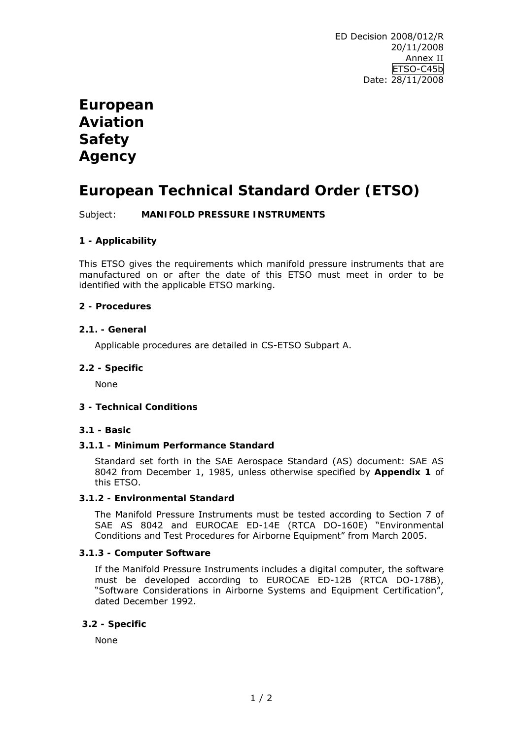ED Decision 2008/012/R
20/11/2008
Annex II
ETSO-C45b
Date: 28/11/2008

# European Aviation Safety Agency

# European Technical Standard Order (ETSO)

Subject: **MANIFOLD PRESSURE INSTRUMENTS**

## 1 - Applicability

This ETSO gives the requirements which manifold pressure instruments that are manufactured on or after the date of this ETSO must meet in order to be identified with the applicable ETSO marking.

## 2 - Procedures

### 2.1. - General

Applicable procedures are detailed in CS-ETSO Subpart A.

### 2.2 - Specific

None

## 3 - Technical Conditions

### 3.1 - Basic

#### 3.1.1 - Minimum Performance Standard

Standard set forth in the SAE Aerospace Standard (AS) document: SAE AS 8042 from December 1, 1985, unless otherwise specified by **Appendix 1** of this ETSO.

#### 3.1.2 - Environmental Standard

The Manifold Pressure Instruments must be tested according to Section 7 of SAE AS 8042 and EUROCAE ED-14E (RTCA DO-160E) "Environmental Conditions and Test Procedures for Airborne Equipment" from March 2005.

#### 3.1.3 - Computer Software

If the Manifold Pressure Instruments includes a digital computer, the software must be developed according to EUROCAE ED-12B (RTCA DO-178B), "Software Considerations in Airborne Systems and Equipment Certification", dated December 1992.

### 3.2 - Specific

None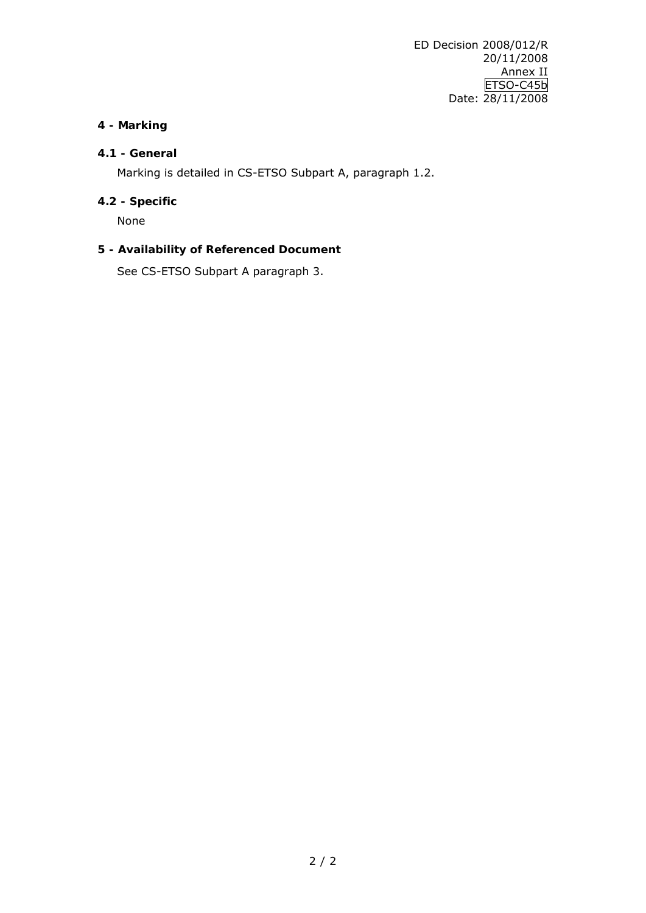## 4 - Marking

### 4.1 - General

Marking is detailed in CS-ETSO Subpart A, paragraph 1.2.

### 4.2 - Specific

None

## 5 - Availability of Referenced Document

See CS-ETSO Subpart A paragraph 3.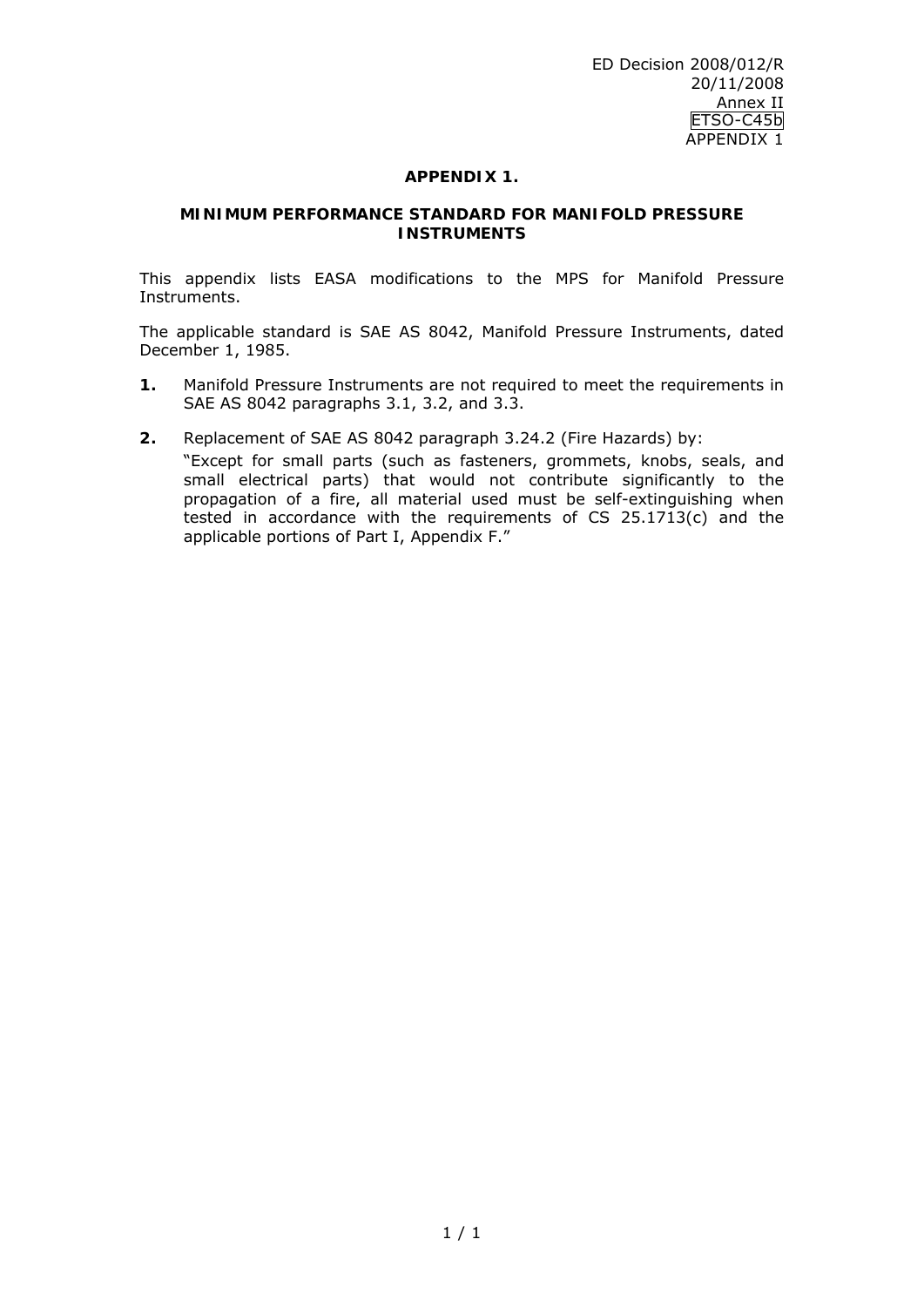ED Decision 2008/012/R
20/11/2008
Annex II
ETSO-C45b
APPENDIX 1

# APPENDIX 1.

## MINIMUM PERFORMANCE STANDARD FOR MANIFOLD PRESSURE INSTRUMENTS

This appendix lists EASA modifications to the MPS for Manifold Pressure Instruments.

The applicable standard is SAE AS 8042, Manifold Pressure Instruments, dated December 1, 1985.

**1.** Manifold Pressure Instruments are not required to meet the requirements in SAE AS 8042 paragraphs 3.1, 3.2, and 3.3.

**2.** Replacement of SAE AS 8042 paragraph 3.24.2 (Fire Hazards) by:

"Except for small parts (such as fasteners, grommets, knobs, seals, and small electrical parts) that would not contribute significantly to the propagation of a fire, all material used must be self-extinguishing when tested in accordance with the requirements of CS 25.1713(c) and the applicable portions of Part I, Appendix F."